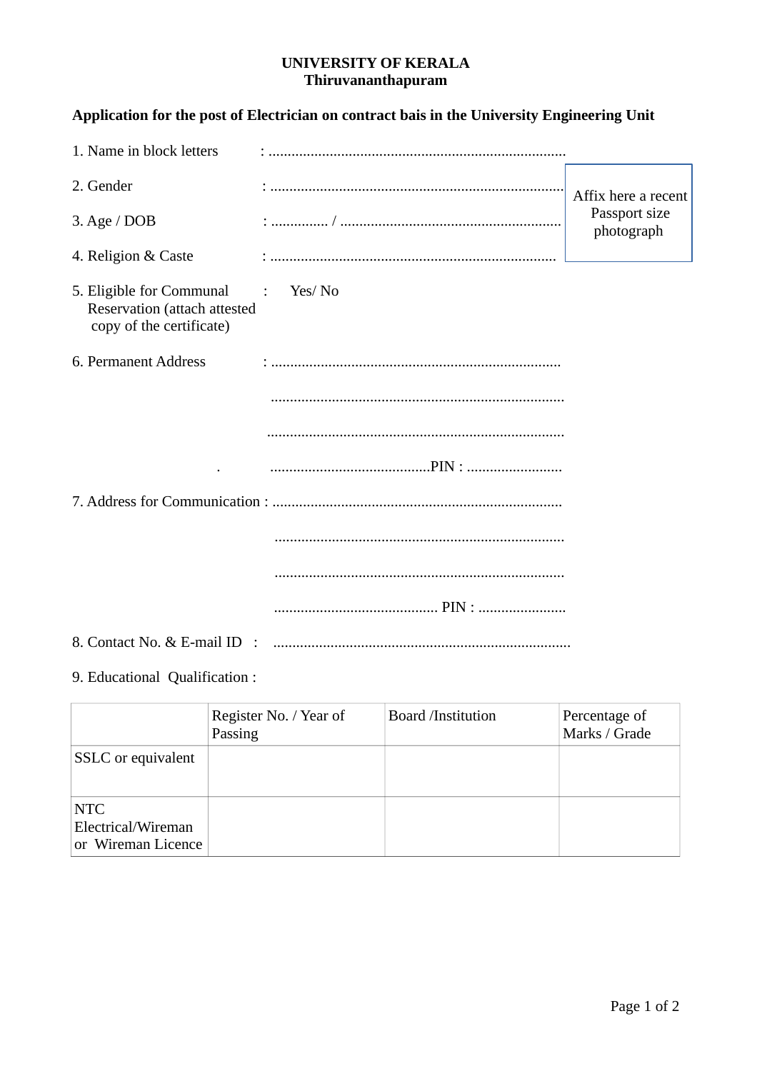# UNIVERSITY OF KERALA
## Thiruvananthapuram

**Application for the post of Electrician on contract bais in the University Engineering Unit**

1. Name in block letters : ...............................................................................

2. Gender : ...............................................................................

3. Age / DOB : .............. / ..........................................................

4. Religion & Caste : ...........................................................................

5. Eligible for Communal Reservation (attach attested copy of the certificate) : Yes/ No

6. Permanent Address : ...........................................................................

   ...............................................................................

   ...............................................................................

   ...........................................PIN : .........................

7. Address for Communication : ...........................................................................

   ...............................................................................

   ...............................................................................

   ........................................... PIN : .......................

8. Contact No. & E-mail ID : ...............................................................................

9. Educational Qualification :

Affix here a recent Passport size photograph

| | Register No. / Year of Passing | Board /Institution | Percentage of Marks / Grade |
|---|---|---|---|
| SSLC or equivalent | | | |
| NTC Electrical/Wireman or Wireman Licence | | | |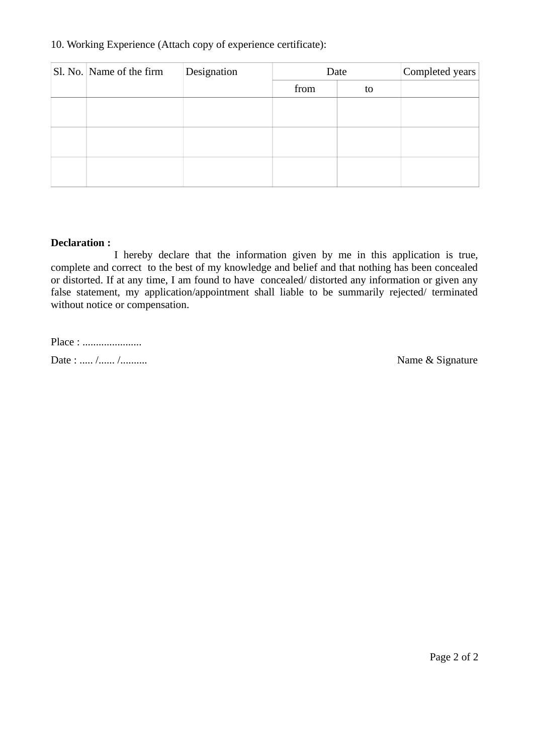10. Working Experience (Attach copy of experience certificate):

| Sl. No. | Name of the firm | Designation | Date | | Completed years |
|---|---|---|---|---|---|
| | | | from | to | |
| | | | | | |
| | | | | | |
| | | | | | |

**Declaration :**

I hereby declare that the information given by me in this application is true, complete and correct to the best of my knowledge and belief and that nothing has been concealed or distorted. If at any time, I am found to have concealed/ distorted any information or given any false statement, my application/appointment shall liable to be summarily rejected/ terminated without notice or compensation.

Place : ......................

Date : ..... /...... /..........

Name & Signature